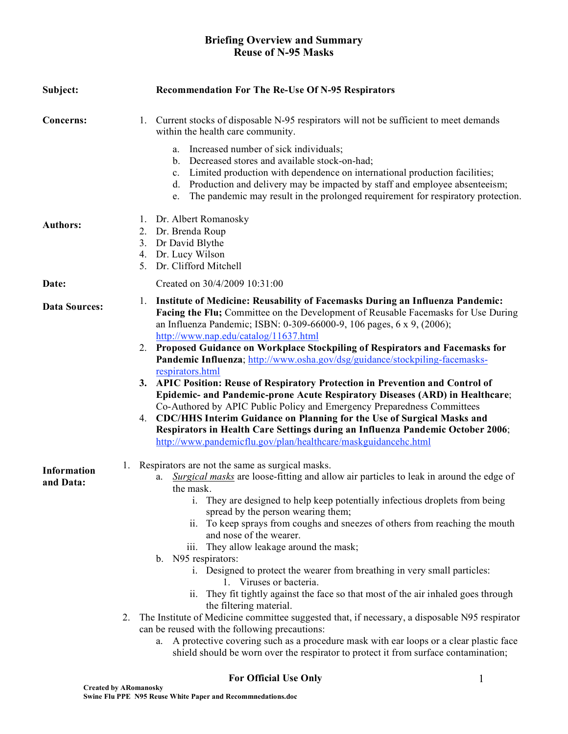# Briefing Overview and Summary
# Reuse of N-95 Masks

**Subject:** **Recommendation For The Re-Use Of N-95 Respirators**

**Concerns:**

1. Current stocks of disposable N-95 respirators will not be sufficient to meet demands within the health care community.
   a. Increased number of sick individuals;
   b. Decreased stores and available stock-on-had;
   c. Limited production with dependence on international production facilities;
   d. Production and delivery may be impacted by staff and employee absenteeism;
   e. The pandemic may result in the prolonged requirement for respiratory protection.

**Authors:**

1. Dr. Albert Romanosky
2. Dr. Brenda Roup
3. Dr David Blythe
4. Dr. Lucy Wilson
5. Dr. Clifford Mitchell

**Date:** Created on 30/4/2009 10:31:00

**Data Sources:**

1. **Institute of Medicine: Reusability of Facemasks During an Influenza Pandemic: Facing the Flu;** Committee on the Development of Reusable Facemasks for Use During an Influenza Pandemic; ISBN: 0-309-66000-9, 106 pages, 6 x 9, (2006); http://www.nap.edu/catalog/11637.html
2. **Proposed Guidance on Workplace Stockpiling of Respirators and Facemasks for Pandemic Influenza**; http://www.osha.gov/dsg/guidance/stockpiling-facemasks-respirators.html
3. **APIC Position: Reuse of Respiratory Protection in Prevention and Control of Epidemic- and Pandemic-prone Acute Respiratory Diseases (ARD) in Healthcare**; Co-Authored by APIC Public Policy and Emergency Preparedness Committees
4. **CDC/HHS Interim Guidance on Planning for the Use of Surgical Masks and Respirators in Health Care Settings during an Influenza Pandemic October 2006**; http://www.pandemicflu.gov/plan/healthcare/maskguidancehc.html

**Information and Data:**

1. Respirators are not the same as surgical masks.
   a. *Surgical masks* are loose-fitting and allow air particles to leak in around the edge of the mask.
      i. They are designed to help keep potentially infectious droplets from being spread by the person wearing them;
      ii. To keep sprays from coughs and sneezes of others from reaching the mouth and nose of the wearer.
      iii. They allow leakage around the mask;
   b. N95 respirators:
      i. Designed to protect the wearer from breathing in very small particles:
         1. Viruses or bacteria.
      ii. They fit tightly against the face so that most of the air inhaled goes through the filtering material.
2. The Institute of Medicine committee suggested that, if necessary, a disposable N95 respirator can be reused with the following precautions:
   a. A protective covering such as a procedure mask with ear loops or a clear plastic face shield should be worn over the respirator to protect it from surface contamination;

**For Official Use Only**

Created by ARomanosky
Swine Flu PPE N95 Reuse White Paper and Recommnedations.doc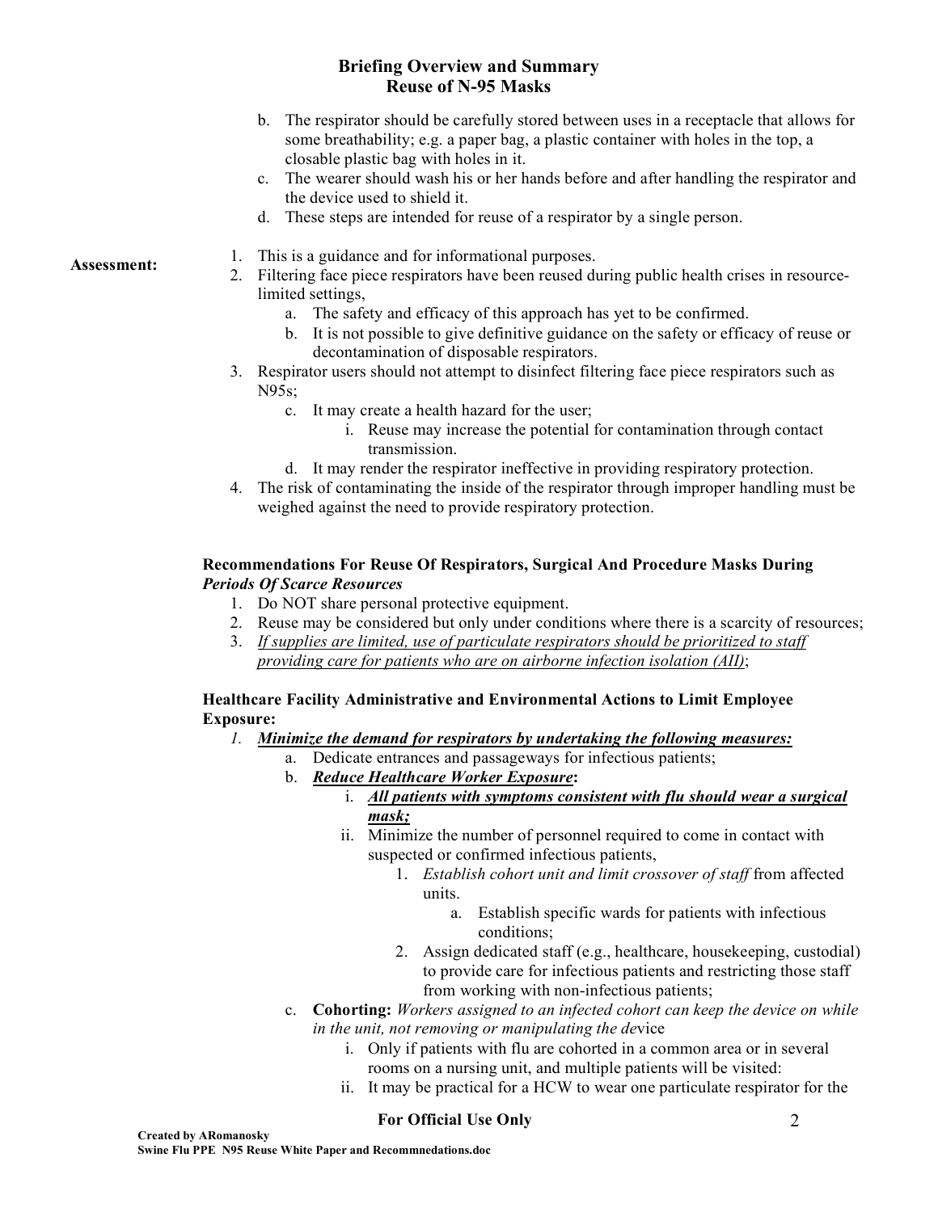b. The respirator should be carefully stored between uses in a receptacle that allows for some breathability; e.g. a paper bag, a plastic container with holes in the top, a closable plastic bag with holes in it.

c. The wearer should wash his or her hands before and after handling the respirator and the device used to shield it.

d. These steps are intended for reuse of a respirator by a single person.

**Assessment:**

1. This is a guidance and for informational purposes.
2. Filtering face piece respirators have been reused during public health crises in resource-limited settings,
    a. The safety and efficacy of this approach has yet to be confirmed.
    b. It is not possible to give definitive guidance on the safety or efficacy of reuse or decontamination of disposable respirators.
3. Respirator users should not attempt to disinfect filtering face piece respirators such as N95s;
    c. It may create a health hazard for the user;
        i. Reuse may increase the potential for contamination through contact transmission.
    d. It may render the respirator ineffective in providing respiratory protection.
4. The risk of contaminating the inside of the respirator through improper handling must be weighed against the need to provide respiratory protection.

**Recommendations For Reuse Of Respirators, Surgical And Procedure Masks During *Periods Of Scarce Resources***

1. Do NOT share personal protective equipment.
2. Reuse may be considered but only under conditions where there is a scarcity of resources;
3. <u>*If supplies are limited, use of particulate respirators should be prioritized to staff providing care for patients who are on airborne infection isolation (AII)*</u>;

**Healthcare Facility Administrative and Environmental Actions to Limit Employee Exposure:**

1. <u>***Minimize the demand for respirators by undertaking the following measures:***</u>
    a. Dedicate entrances and passageways for infectious patients;
    b. <u>***Reduce Healthcare Worker Exposure***</u>**:**
        i. <u>***All patients with symptoms consistent with flu should wear a surgical mask;***</u>
        ii. Minimize the number of personnel required to come in contact with suspected or confirmed infectious patients,
            1. *Establish cohort unit and limit crossover of staff* from affected units.
                a. Establish specific wards for patients with infectious conditions;
            2. Assign dedicated staff (e.g., healthcare, housekeeping, custodial) to provide care for infectious patients and restricting those staff from working with non-infectious patients;
    c. **Cohorting:** *Workers assigned to an infected cohort can keep the device on while in the unit, not removing or manipulating the dev*ice
        i. Only if patients with flu are cohorted in a common area or in several rooms on a nursing unit, and multiple patients will be visited:
        ii. It may be practical for a HCW to wear one particulate respirator for the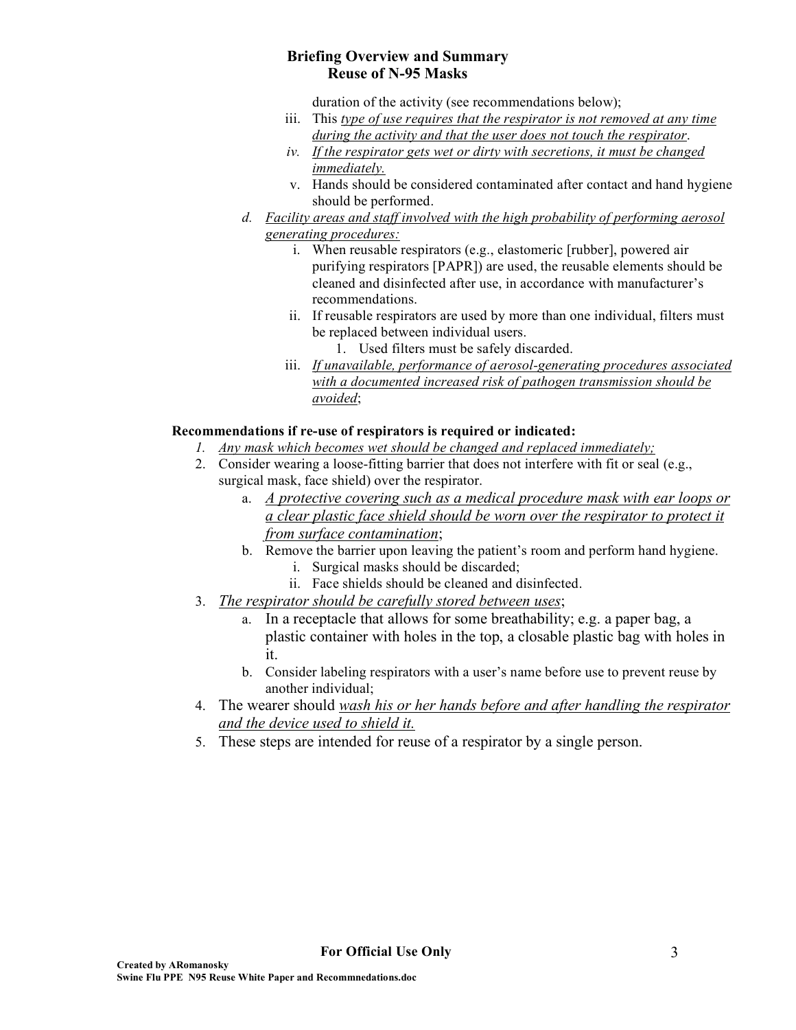duration of the activity (see recommendations below);

   iii. This *type of use requires that the respirator is not removed at any time during the activity and that the user does not touch the respirator*.
   iv. *If the respirator gets wet or dirty with secretions, it must be changed immediately.*
   v. Hands should be considered contaminated after contact and hand hygiene should be performed.

d. *Facility areas and staff involved with the high probability of performing aerosol generating procedures:*
   i. When reusable respirators (e.g., elastomeric [rubber], powered air purifying respirators [PAPR]) are used, the reusable elements should be cleaned and disinfected after use, in accordance with manufacturer's recommendations.
   ii. If reusable respirators are used by more than one individual, filters must be replaced between individual users.
      1. Used filters must be safely discarded.
   iii. *If unavailable, performance of aerosol-generating procedures associated with a documented increased risk of pathogen transmission should be avoided*;

**Recommendations if re-use of respirators is required or indicated:**

1. *Any mask which becomes wet should be changed and replaced immediately;*
2. Consider wearing a loose-fitting barrier that does not interfere with fit or seal (e.g., surgical mask, face shield) over the respirator.
   a. *A protective covering such as a medical procedure mask with ear loops or a clear plastic face shield should be worn over the respirator to protect it from surface contamination*;
   b. Remove the barrier upon leaving the patient's room and perform hand hygiene.
      i. Surgical masks should be discarded;
      ii. Face shields should be cleaned and disinfected.
3. *The respirator should be carefully stored between uses*;
   a. In a receptacle that allows for some breathability; e.g. a paper bag, a plastic container with holes in the top, a closable plastic bag with holes in it.
   b. Consider labeling respirators with a user's name before use to prevent reuse by another individual;
4. The wearer should *wash his or her hands before and after handling the respirator and the device used to shield it.*
5. These steps are intended for reuse of a respirator by a single person.